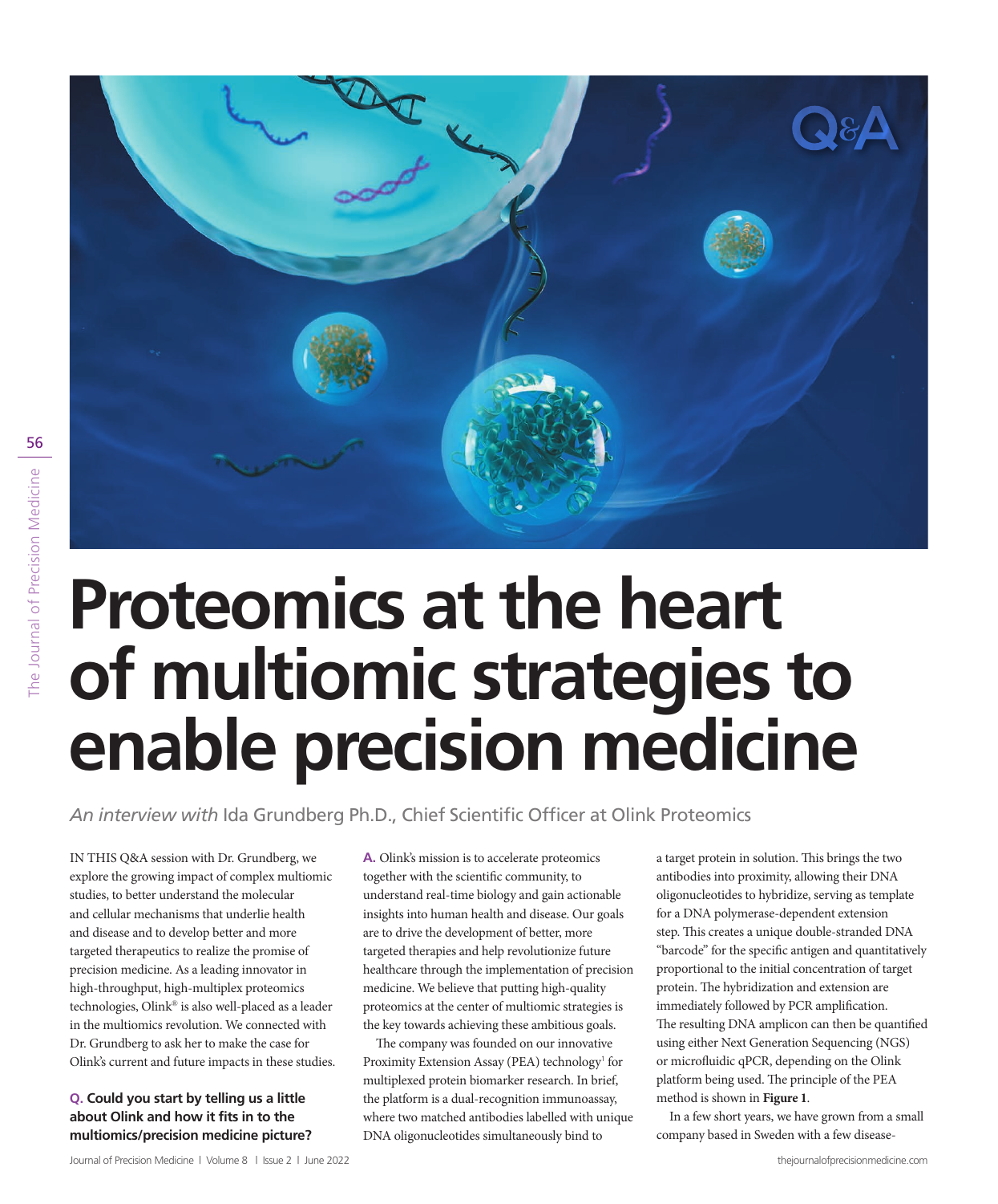# Proteomics at the heart of multiomic strategies to enable precision medicine

*An interview with* Ida Grundberg Ph.D., Chief Scientific Officer at Olink Proteomics

IN THIS Q&A session with Dr. Grundberg, we explore the growing impact of complex multiomic studies, to better understand the molecular and cellular mechanisms that underlie health and disease and to develop better and more targeted therapeutics to realize the promise of precision medicine. As a leading innovator in high-throughput, high-multiplex proteomics technologies, Olink® is also well-placed as a leader in the multiomics revolution. We connected with Dr. Grundberg to ask her to make the case for Olink's current and future impacts in these studies.

**Q. Could you start by telling us a little about Olink and how it fits in to the multiomics/precision medicine picture?**

**A.** Olink's mission is to accelerate proteomics together with the scientific community, to understand real-time biology and gain actionable insights into human health and disease. Our goals are to drive the development of better, more targeted therapies and help revolutionize future healthcare through the implementation of precision medicine. We believe that putting high-quality proteomics at the center of multiomic strategies is the key towards achieving these ambitious goals.

The company was founded on our innovative Proximity Extension Assay (PEA) technology[1] for multiplexed protein biomarker research. In brief, the platform is a dual-recognition immunoassay, where two matched antibodies labelled with unique DNA oligonucleotides simultaneously bind to a target protein in solution. This brings the two antibodies into proximity, allowing their DNA oligonucleotides to hybridize, serving as template for a DNA polymerase-dependent extension step. This creates a unique double-stranded DNA "barcode" for the specific antigen and quantitatively proportional to the initial concentration of target protein. The hybridization and extension are immediately followed by PCR amplification. The resulting DNA amplicon can then be quantified using either Next Generation Sequencing (NGS) or microfluidic qPCR, depending on the Olink platform being used. The principle of the PEA method is shown in **Figure 1**.

In a few short years, we have grown from a small company based in Sweden with a few disease-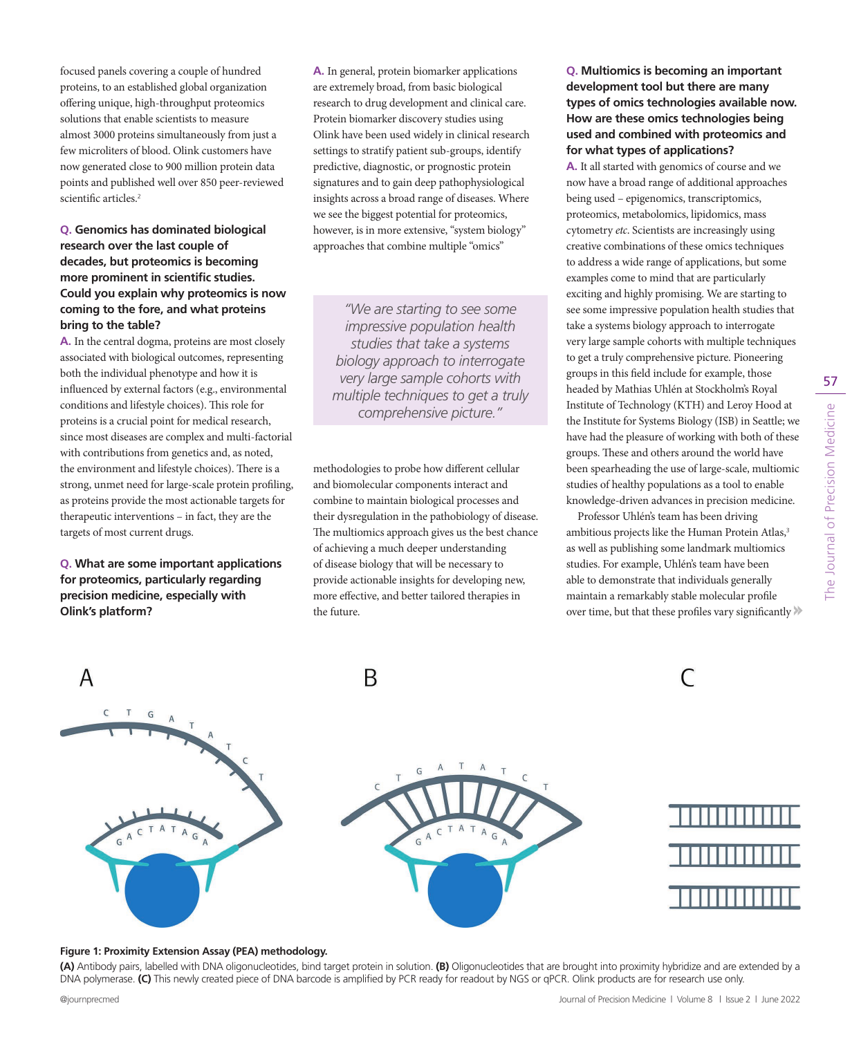focused panels covering a couple of hundred proteins, to an established global organization offering unique, high-throughput proteomics solutions that enable scientists to measure almost 3000 proteins simultaneously from just a few microliters of blood. Olink customers have now generated close to 900 million protein data points and published well over 850 peer-reviewed scientific articles.[2]

**Q. Genomics has dominated biological research over the last couple of decades, but proteomics is becoming more prominent in scientific studies. Could you explain why proteomics is now coming to the fore, and what proteins bring to the table?**

**A.** In the central dogma, proteins are most closely associated with biological outcomes, representing both the individual phenotype and how it is influenced by external factors (e.g., environmental conditions and lifestyle choices). This role for proteins is a crucial point for medical research, since most diseases are complex and multi-factorial with contributions from genetics and, as noted, the environment and lifestyle choices). There is a strong, unmet need for large-scale protein profiling, as proteins provide the most actionable targets for therapeutic interventions – in fact, they are the targets of most current drugs.

**Q. What are some important applications for proteomics, particularly regarding precision medicine, especially with Olink's platform?**

**A.** In general, protein biomarker applications are extremely broad, from basic biological research to drug development and clinical care. Protein biomarker discovery studies using Olink have been used widely in clinical research settings to stratify patient sub-groups, identify predictive, diagnostic, or prognostic protein signatures and to gain deep pathophysiological insights across a broad range of diseases. Where we see the biggest potential for proteomics, however, is in more extensive, "system biology" approaches that combine multiple "omics" methodologies to probe how different cellular and biomolecular components interact and combine to maintain biological processes and their dysregulation in the pathobiology of disease. The multiomics approach gives us the best chance of achieving a much deeper understanding of disease biology that will be necessary to provide actionable insights for developing new, more effective, and better tailored therapies in the future.

> *"We are starting to see some impressive population health studies that take a systems biology approach to interrogate very large sample cohorts with multiple techniques to get a truly comprehensive picture."*

**Q. Multiomics is becoming an important development tool but there are many types of omics technologies available now. How are these omics technologies being used and combined with proteomics and for what types of applications?**

**A.** It all started with genomics of course and we now have a broad range of additional approaches being used – epigenomics, transcriptomics, proteomics, metabolomics, lipidomics, mass cytometry *etc*. Scientists are increasingly using creative combinations of these omics techniques to address a wide range of applications, but some examples come to mind that are particularly exciting and highly promising. We are starting to see some impressive population health studies that take a systems biology approach to interrogate very large sample cohorts with multiple techniques to get a truly comprehensive picture. Pioneering groups in this field include for example, those headed by Mathias Uhlén at Stockholm's Royal Institute of Technology (KTH) and Leroy Hood at the Institute for Systems Biology (ISB) in Seattle; we have had the pleasure of working with both of these groups. These and others around the world have been spearheading the use of large-scale, multiomic studies of healthy populations as a tool to enable knowledge-driven advances in precision medicine.

Professor Uhlén's team has been driving ambitious projects like the Human Protein Atlas,[3] as well as publishing some landmark multiomics studies. For example, Uhlén's team have been able to demonstrate that individuals generally maintain a remarkably stable molecular profile over time, but that these profiles vary significantly

**Figure 1: Proximity Extension Assay (PEA) methodology.**

**(A)** Antibody pairs, labelled with DNA oligonucleotides, bind target protein in solution. **(B)** Oligonucleotides that are brought into proximity hybridize and are extended by a DNA polymerase. **(C)** This newly created piece of DNA barcode is amplified by PCR ready for readout by NGS or qPCR. Olink products are for research use only.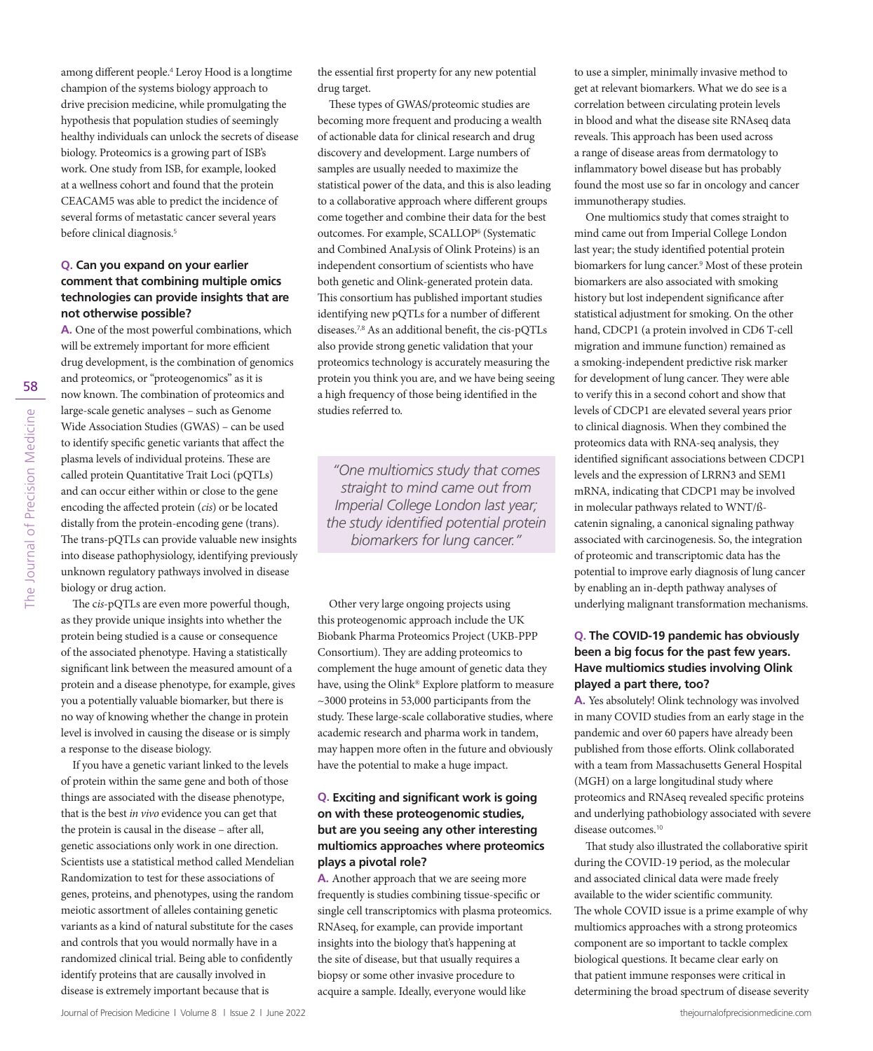among different people.[4] Leroy Hood is a longtime champion of the systems biology approach to drive precision medicine, while promulgating the hypothesis that population studies of seemingly healthy individuals can unlock the secrets of disease biology. Proteomics is a growing part of ISB's work. One study from ISB, for example, looked at a wellness cohort and found that the protein CEACAM5 was able to predict the incidence of several forms of metastatic cancer several years before clinical diagnosis.[5]

**Q. Can you expand on your earlier comment that combining multiple omics technologies can provide insights that are not otherwise possible?**

**A.** One of the most powerful combinations, which will be extremely important for more efficient drug development, is the combination of genomics and proteomics, or "proteogenomics" as it is now known. The combination of proteomics and large-scale genetic analyses – such as Genome Wide Association Studies (GWAS) – can be used to identify specific genetic variants that affect the plasma levels of individual proteins. These are called protein Quantitative Trait Loci (pQTLs) and can occur either within or close to the gene encoding the affected protein (*cis*) or be located distally from the protein-encoding gene (trans). The trans-pQTLs can provide valuable new insights into disease pathophysiology, identifying previously unknown regulatory pathways involved in disease biology or drug action.

The c*is*-pQTLs are even more powerful though, as they provide unique insights into whether the protein being studied is a cause or consequence of the associated phenotype. Having a statistically significant link between the measured amount of a protein and a disease phenotype, for example, gives you a potentially valuable biomarker, but there is no way of knowing whether the change in protein level is involved in causing the disease or is simply a response to the disease biology.

If you have a genetic variant linked to the levels of protein within the same gene and both of those things are associated with the disease phenotype, that is the best *in vivo* evidence you can get that the protein is causal in the disease – after all, genetic associations only work in one direction. Scientists use a statistical method called Mendelian Randomization to test for these associations of genes, proteins, and phenotypes, using the random meiotic assortment of alleles containing genetic variants as a kind of natural substitute for the cases and controls that you would normally have in a randomized clinical trial. Being able to confidently identify proteins that are causally involved in disease is extremely important because that is the essential first property for any new potential drug target.

These types of GWAS/proteomic studies are becoming more frequent and producing a wealth of actionable data for clinical research and drug discovery and development. Large numbers of samples are usually needed to maximize the statistical power of the data, and this is also leading to a collaborative approach where different groups come together and combine their data for the best outcomes. For example, SCALLOP[6] (Systematic and Combined AnaLysis of Olink Proteins) is an independent consortium of scientists who have both genetic and Olink-generated protein data. This consortium has published important studies identifying new pQTLs for a number of different diseases.[7,8] As an additional benefit, the cis-pQTLs also provide strong genetic validation that your proteomics technology is accurately measuring the protein you think you are, and we have being seeing a high frequency of those being identified in the studies referred to.

> *"One multiomics study that comes straight to mind came out from Imperial College London last year; the study identified potential protein biomarkers for lung cancer."*

Other very large ongoing projects using this proteogenomic approach include the UK Biobank Pharma Proteomics Project (UKB-PPP Consortium). They are adding proteomics to complement the huge amount of genetic data they have, using the Olink® Explore platform to measure ~3000 proteins in 53,000 participants from the study. These large-scale collaborative studies, where academic research and pharma work in tandem, may happen more often in the future and obviously have the potential to make a huge impact.

**Q. Exciting and significant work is going on with these proteogenomic studies, but are you seeing any other interesting multiomics approaches where proteomics plays a pivotal role?**

**A.** Another approach that we are seeing more frequently is studies combining tissue-specific or single cell transcriptomics with plasma proteomics. RNAseq, for example, can provide important insights into the biology that's happening at the site of disease, but that usually requires a biopsy or some other invasive procedure to acquire a sample. Ideally, everyone would like to use a simpler, minimally invasive method to get at relevant biomarkers. What we do see is a correlation between circulating protein levels in blood and what the disease site RNAseq data reveals. This approach has been used across a range of disease areas from dermatology to inflammatory bowel disease but has probably found the most use so far in oncology and cancer immunotherapy studies.

One multiomics study that comes straight to mind came out from Imperial College London last year; the study identified potential protein biomarkers for lung cancer.[9] Most of these protein biomarkers are also associated with smoking history but lost independent significance after statistical adjustment for smoking. On the other hand, CDCP1 (a protein involved in CD6 T-cell migration and immune function) remained as a smoking-independent predictive risk marker for development of lung cancer. They were able to verify this in a second cohort and show that levels of CDCP1 are elevated several years prior to clinical diagnosis. When they combined the proteomics data with RNA-seq analysis, they identified significant associations between CDCP1 levels and the expression of LRRN3 and SEM1 mRNA, indicating that CDCP1 may be involved in molecular pathways related to WNT/ß-catenin signaling, a canonical signaling pathway associated with carcinogenesis. So, the integration of proteomic and transcriptomic data has the potential to improve early diagnosis of lung cancer by enabling an in-depth pathway analyses of underlying malignant transformation mechanisms.

**Q. The COVID-19 pandemic has obviously been a big focus for the past few years. Have multiomics studies involving Olink played a part there, too?**

**A.** Yes absolutely! Olink technology was involved in many COVID studies from an early stage in the pandemic and over 60 papers have already been published from those efforts. Olink collaborated with a team from Massachusetts General Hospital (MGH) on a large longitudinal study where proteomics and RNAseq revealed specific proteins and underlying pathobiology associated with severe disease outcomes.[10]

That study also illustrated the collaborative spirit during the COVID-19 period, as the molecular and associated clinical data were made freely available to the wider scientific community. The whole COVID issue is a prime example of why multiomics approaches with a strong proteomics component are so important to tackle complex biological questions. It became clear early on that patient immune responses were critical in determining the broad spectrum of disease severity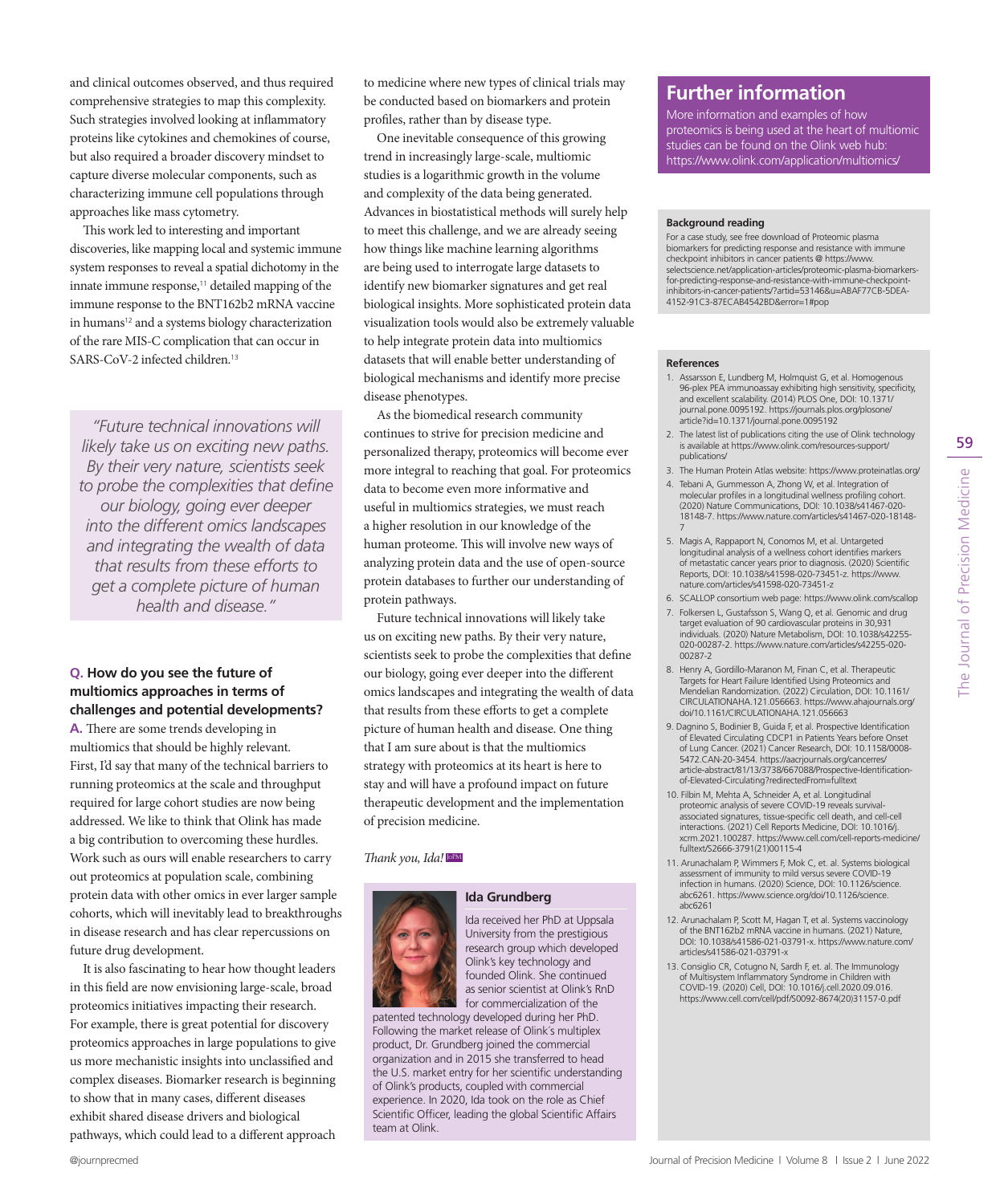and clinical outcomes observed, and thus required comprehensive strategies to map this complexity. Such strategies involved looking at inflammatory proteins like cytokines and chemokines of course, but also required a broader discovery mindset to capture diverse molecular components, such as characterizing immune cell populations through approaches like mass cytometry.

This work led to interesting and important discoveries, like mapping local and systemic immune system responses to reveal a spatial dichotomy in the innate immune response,[11] detailed mapping of the immune response to the BNT162b2 mRNA vaccine in humans[12] and a systems biology characterization of the rare MIS-C complication that can occur in SARS-CoV-2 infected children.[13]

> *"Future technical innovations will likely take us on exciting new paths. By their very nature, scientists seek to probe the complexities that define our biology, going ever deeper into the different omics landscapes and integrating the wealth of data that results from these efforts to get a complete picture of human health and disease."*

**Q. How do you see the future of multiomics approaches in terms of challenges and potential developments?**

**A.** There are some trends developing in multiomics that should be highly relevant. First, I'd say that many of the technical barriers to running proteomics at the scale and throughput required for large cohort studies are now being addressed. We like to think that Olink has made a big contribution to overcoming these hurdles. Work such as ours will enable researchers to carry out proteomics at population scale, combining protein data with other omics in ever larger sample cohorts, which will inevitably lead to breakthroughs in disease research and has clear repercussions on future drug development.

It is also fascinating to hear how thought leaders in this field are now envisioning large-scale, broad proteomics initiatives impacting their research. For example, there is great potential for discovery proteomics approaches in large populations to give us more mechanistic insights into unclassified and complex diseases. Biomarker research is beginning to show that in many cases, different diseases exhibit shared disease drivers and biological pathways, which could lead to a different approach to medicine where new types of clinical trials may be conducted based on biomarkers and protein profiles, rather than by disease type.

One inevitable consequence of this growing trend in increasingly large-scale, multiomic studies is a logarithmic growth in the volume and complexity of the data being generated. Advances in biostatistical methods will surely help to meet this challenge, and we are already seeing how things like machine learning algorithms are being used to interrogate large datasets to identify new biomarker signatures and get real biological insights. More sophisticated protein data visualization tools would also be extremely valuable to help integrate protein data into multiomics datasets that will enable better understanding of biological mechanisms and identify more precise disease phenotypes.

As the biomedical research community continues to strive for precision medicine and personalized therapy, proteomics will become ever more integral to reaching that goal. For proteomics data to become even more informative and useful in multiomics strategies, we must reach a higher resolution in our knowledge of the human proteome. This will involve new ways of analyzing protein data and the use of open-source protein databases to further our understanding of protein pathways.

Future technical innovations will likely take us on exciting new paths. By their very nature, scientists seek to probe the complexities that define our biology, going ever deeper into the different omics landscapes and integrating the wealth of data that results from these efforts to get a complete picture of human health and disease. One thing that I am sure about is that the multiomics strategy with proteomics at its heart is here to stay and will have a profound impact on future therapeutic development and the implementation of precision medicine.

*Thank you, Ida!*

### Ida Grundberg

Ida received her PhD at Uppsala University from the prestigious research group which developed Olink's key technology and founded Olink. She continued as senior scientist at Olink's RnD for commercialization of the patented technology developed during her PhD. Following the market release of Olink´s multiplex product, Dr. Grundberg joined the commercial organization and in 2015 she transferred to head the U.S. market entry for her scientific understanding of Olink's products, coupled with commercial experience. In 2020, Ida took on the role as Chief Scientific Officer, leading the global Scientific Affairs team at Olink.

## Further information

More information and examples of how proteomics is being used at the heart of multiomic studies can be found on the Olink web hub: https://www.olink.com/application/multiomics/

#### Background reading

For a case study, see free download of Proteomic plasma biomarkers for predicting response and resistance with immune checkpoint inhibitors in cancer patients @ https://www.selectscience.net/application-articles/proteomic-plasma-biomarkers-for-predicting-response-and-resistance-with-immune-checkpoint-inhibitors-in-cancer-patients/?artid=53146&u=ABAF77CB-5DEA-4152-91C3-87ECAB4542BD&error=1#pop

#### References

1. Assarsson E, Lundberg M, Holmquist G, et al. Homogenous 96-plex PEA immunoassay exhibiting high sensitivity, specificity, and excellent scalability. (2014) PLOS One, DOI: 10.1371/journal.pone.0095192. https://journals.plos.org/plosone/article?id=10.1371/journal.pone.0095192
2. The latest list of publications citing the use of Olink technology is available at https://www.olink.com/resources-support/publications/
3. The Human Protein Atlas website: https://www.proteinatlas.org/
4. Tebani A, Gummesson A, Zhong W, et al. Integration of molecular profiles in a longitudinal wellness profiling cohort. (2020) Nature Communications, DOI: 10.1038/s41467-020-18148-7. https://www.nature.com/articles/s41467-020-18148-7
5. Magis A, Rappaport N, Conomos M, et al. Untargeted longitudinal analysis of a wellness cohort identifies markers of metastatic cancer years prior to diagnosis. (2020) Scientific Reports, DOI: 10.1038/s41598-020-73451-z. https://www.nature.com/articles/s41598-020-73451-z
6. SCALLOP consortium web page: https://www.olink.com/scallop
7. Folkersen L, Gustafsson S, Wang Q, et al. Genomic and drug target evaluation of 90 cardiovascular proteins in 30,931 individuals. (2020) Nature Metabolism, DOI: 10.1038/s42255-020-00287-2. https://www.nature.com/articles/s42255-020-00287-2
8. Henry A, Gordillo-Maranon M, Finan C, et al. Therapeutic Targets for Heart Failure Identified Using Proteomics and Mendelian Randomization. (2022) Circulation, DOI: 10.1161/CIRCULATIONAHA.121.056663. https://www.ahajournals.org/doi/10.1161/CIRCULATIONAHA.121.056663
9. Dagnino S, Bodinier B, Guida F, et al. Prospective Identification of Elevated Circulating CDCP1 in Patients Years before Onset of Lung Cancer. (2021) Cancer Research, DOI: 10.1158/0008-5472.CAN-20-3454. https://aacrjournals.org/cancerres/article-abstract/81/13/3738/667088/Prospective-Identification-of-Elevated-Circulating?redirectedFrom=fulltext
10. Filbin M, Mehta A, Schneider A, et al. Longitudinal proteomic analysis of severe COVID-19 reveals survival-associated signatures, tissue-specific cell death, and cell-cell interactions. (2021) Cell Reports Medicine, DOI: 10.1016/j.xcrm.2021.100287. https://www.cell.com/cell-reports-medicine/fulltext/S2666-3791(21)00115-4
11. Arunachalam P, Wimmers F, Mok C, et al. Systems biological assessment of immunity to mild versus severe COVID-19 infection in humans. (2020) Science, DOI: 10.1126/science.abc6261. https://www.science.org/doi/10.1126/science.abc6261
12. Arunachalam P, Scott M, Hagan T, et al. Systems vaccinology of the BNT162b2 mRNA vaccine in humans. (2021) Nature, DOI: 10.1038/s41586-021-03791-x. https://www.nature.com/articles/s41586-021-03791-x
13. Consiglio CR, Cotugno N, Sardh F, et. al. The Immunology of Multisystem Inflammatory Syndrome in Children with COVID-19. (2020) Cell, DOI: 10.1016/j.cell.2020.09.016. https://www.cell.com/cell/pdf/S0092-8674(20)31157-0.pdf